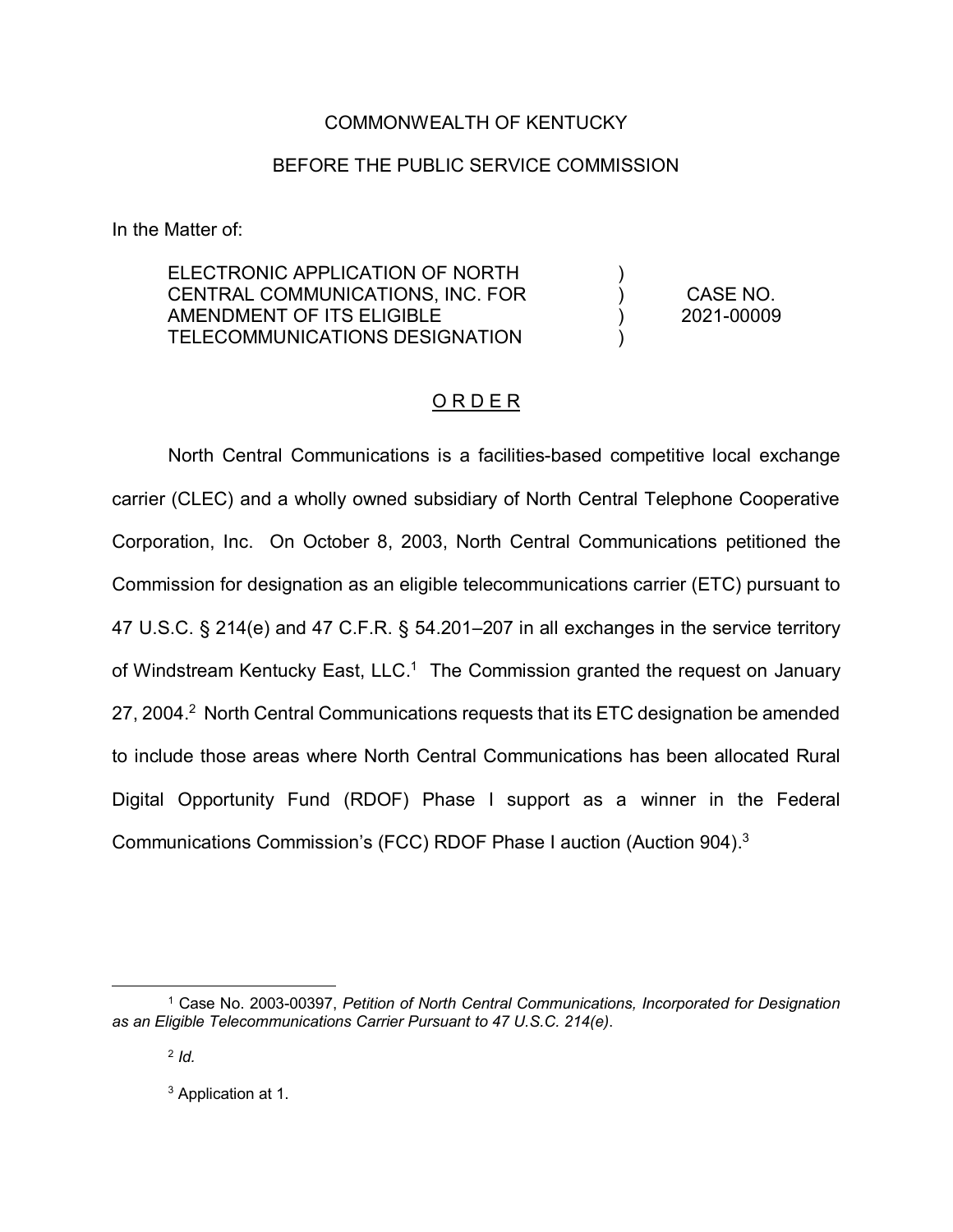COMMONWEALTH OF KENTUCKY

BEFORE THE PUBLIC SERVICE COMMISSION

In the Matter of:

| | | |
|---|---|---|
| ELECTRONIC APPLICATION OF NORTH CENTRAL COMMUNICATIONS, INC. FOR AMENDMENT OF ITS ELIGIBLE TELECOMMUNICATIONS DESIGNATION | ) ) ) ) | CASE NO. 2021-00009 |

## ORDER

North Central Communications is a facilities-based competitive local exchange carrier (CLEC) and a wholly owned subsidiary of North Central Telephone Cooperative Corporation, Inc. On October 8, 2003, North Central Communications petitioned the Commission for designation as an eligible telecommunications carrier (ETC) pursuant to 47 U.S.C. § 214(e) and 47 C.F.R. § 54.201–207 in all exchanges in the service territory of Windstream Kentucky East, LLC.[1] The Commission granted the request on January 27, 2004.[2] North Central Communications requests that its ETC designation be amended to include those areas where North Central Communications has been allocated Rural Digital Opportunity Fund (RDOF) Phase I support as a winner in the Federal Communications Commission's (FCC) RDOF Phase I auction (Auction 904).[3]

---

[1] Case No. 2003-00397, *Petition of North Central Communications, Incorporated for Designation as an Eligible Telecommunications Carrier Pursuant to 47 U.S.C. 214(e)*.

[2] *Id.*

[3] Application at 1.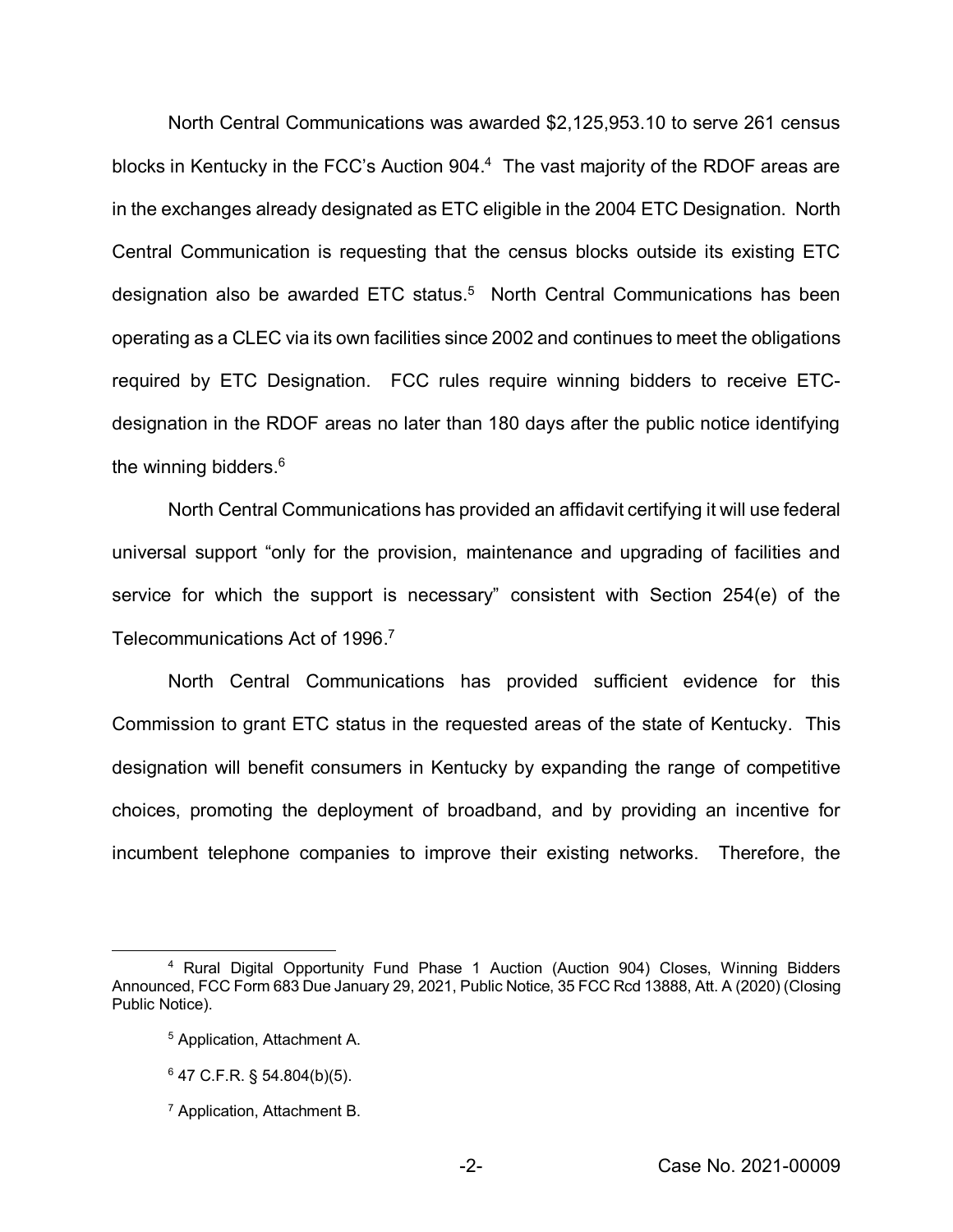North Central Communications was awarded $2,125,953.10 to serve 261 census blocks in Kentucky in the FCC's Auction 904.[4] The vast majority of the RDOF areas are in the exchanges already designated as ETC eligible in the 2004 ETC Designation. North Central Communication is requesting that the census blocks outside its existing ETC designation also be awarded ETC status.[5] North Central Communications has been operating as a CLEC via its own facilities since 2002 and continues to meet the obligations required by ETC Designation. FCC rules require winning bidders to receive ETC-designation in the RDOF areas no later than 180 days after the public notice identifying the winning bidders.[6]

North Central Communications has provided an affidavit certifying it will use federal universal support "only for the provision, maintenance and upgrading of facilities and service for which the support is necessary" consistent with Section 254(e) of the Telecommunications Act of 1996.[7]

North Central Communications has provided sufficient evidence for this Commission to grant ETC status in the requested areas of the state of Kentucky. This designation will benefit consumers in Kentucky by expanding the range of competitive choices, promoting the deployment of broadband, and by providing an incentive for incumbent telephone companies to improve their existing networks. Therefore, the

---

[4] Rural Digital Opportunity Fund Phase 1 Auction (Auction 904) Closes, Winning Bidders Announced, FCC Form 683 Due January 29, 2021, Public Notice, 35 FCC Rcd 13888, Att. A (2020) (Closing Public Notice).

[5] Application, Attachment A.

[6] 47 C.F.R. § 54.804(b)(5).

[7] Application, Attachment B.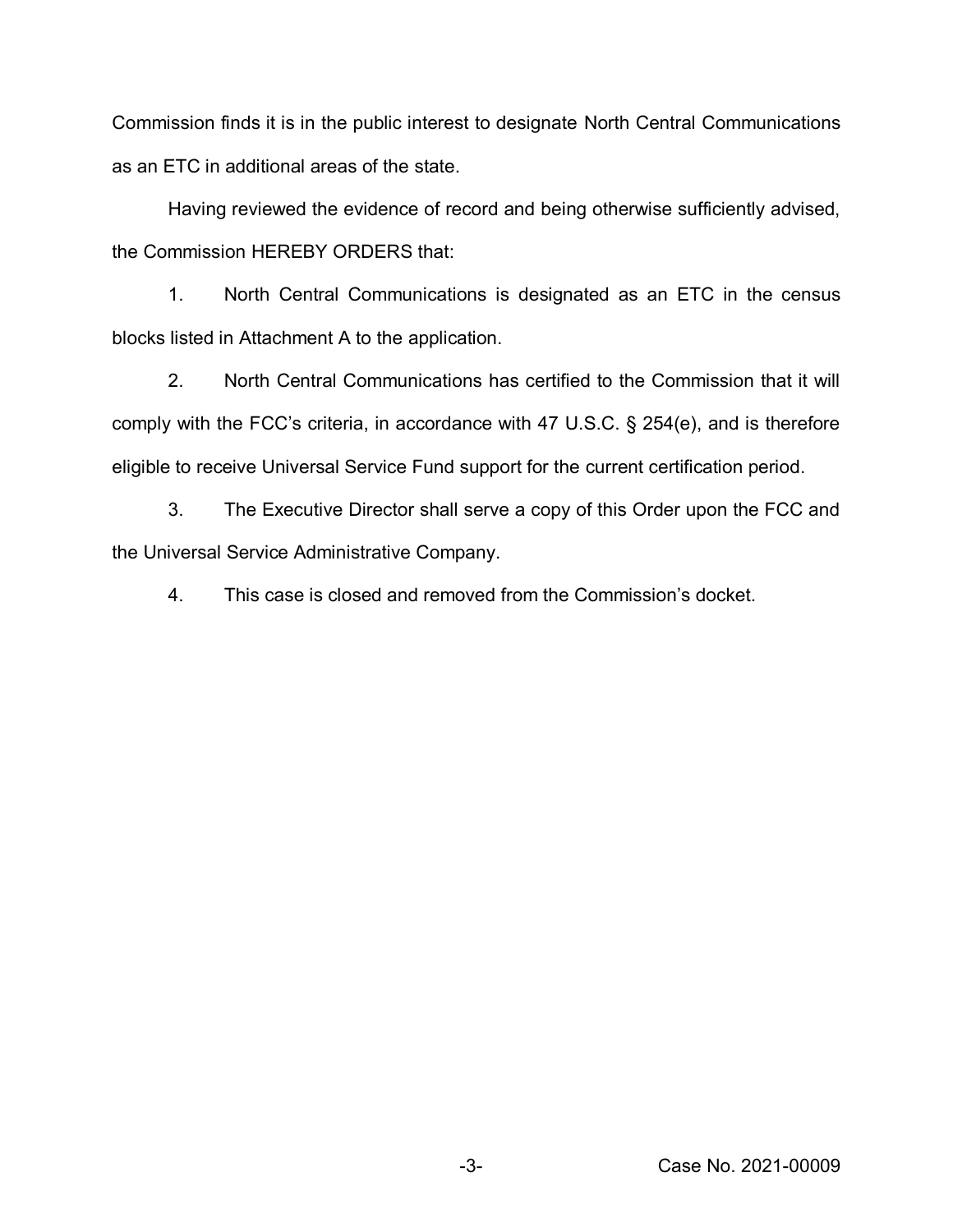Commission finds it is in the public interest to designate North Central Communications as an ETC in additional areas of the state.

Having reviewed the evidence of record and being otherwise sufficiently advised, the Commission HEREBY ORDERS that:

1. North Central Communications is designated as an ETC in the census blocks listed in Attachment A to the application.

2. North Central Communications has certified to the Commission that it will comply with the FCC's criteria, in accordance with 47 U.S.C. § 254(e), and is therefore eligible to receive Universal Service Fund support for the current certification period.

3. The Executive Director shall serve a copy of this Order upon the FCC and the Universal Service Administrative Company.

4. This case is closed and removed from the Commission's docket.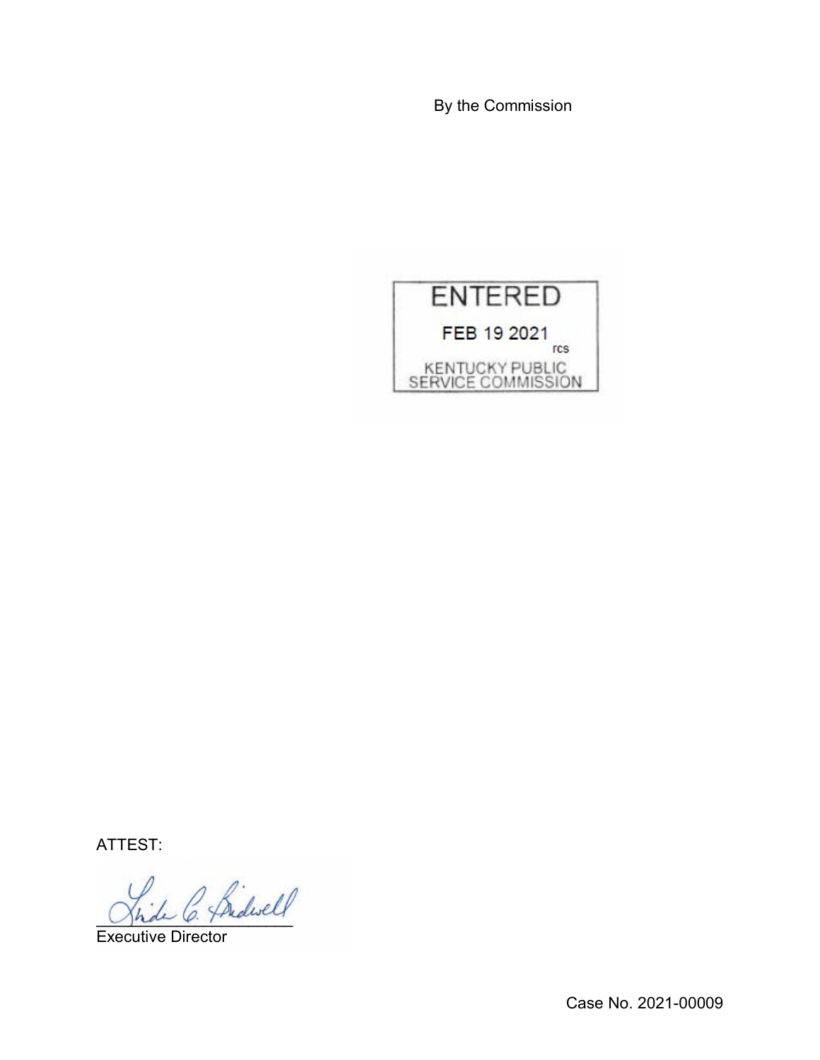By the Commission

ENTERED

FEB 19 2021

rcs

KENTUCKY PUBLIC SERVICE COMMISSION

ATTEST:

Executive Director

Case No. 2021-00009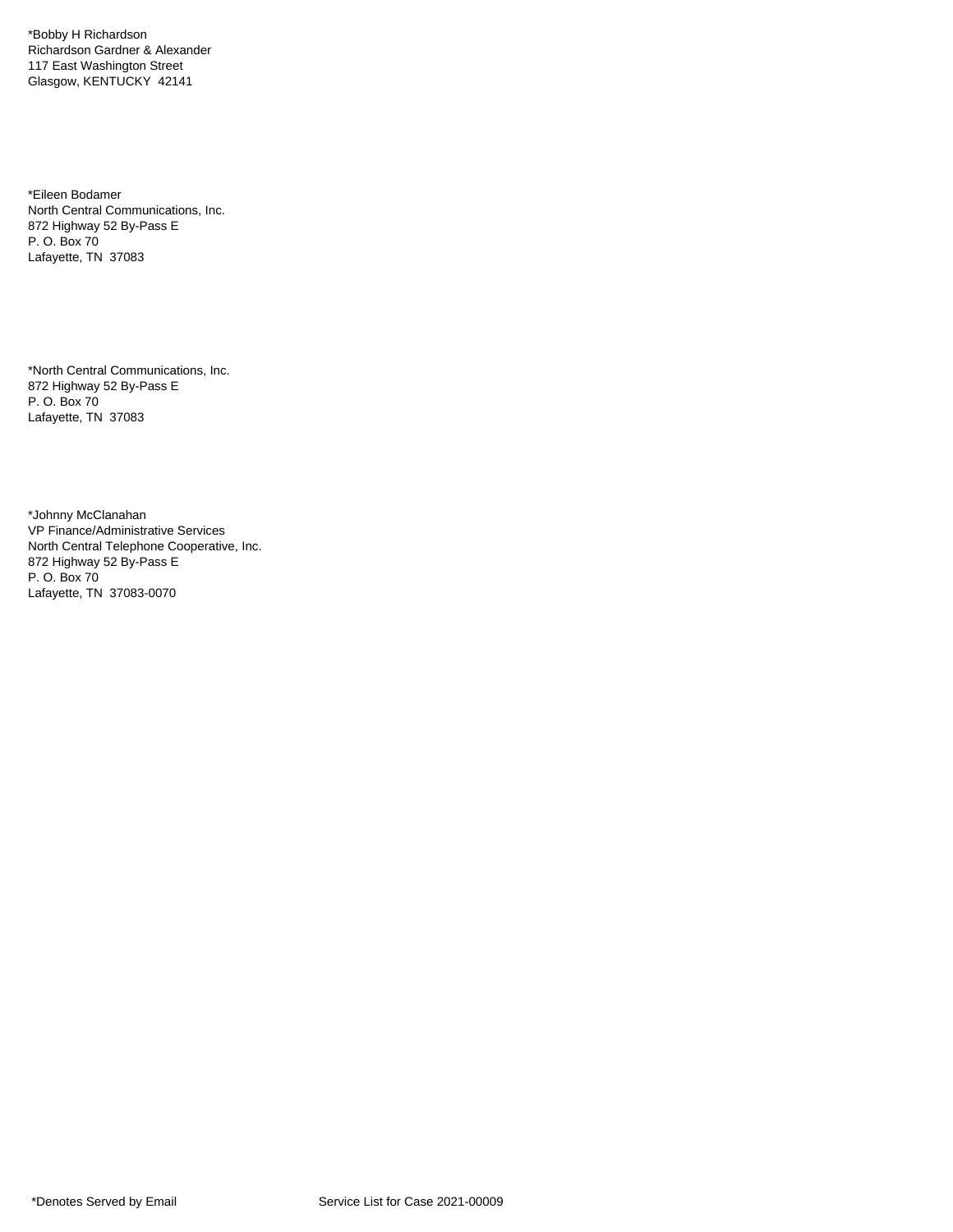*Bobby H Richardson
Richardson Gardner & Alexander
117 East Washington Street
Glasgow, KENTUCKY  42141

*Eileen Bodamer
North Central Communications, Inc.
872 Highway 52 By-Pass E
P. O. Box 70
Lafayette, TN  37083

*North Central Communications, Inc.
872 Highway 52 By-Pass E
P. O. Box 70
Lafayette, TN  37083

*Johnny McClanahan
VP Finance/Administrative Services
North Central Telephone Cooperative, Inc.
872 Highway 52 By-Pass E
P. O. Box 70
Lafayette, TN  37083-0070

*Denotes Served by Email

Service List for Case 2021-00009